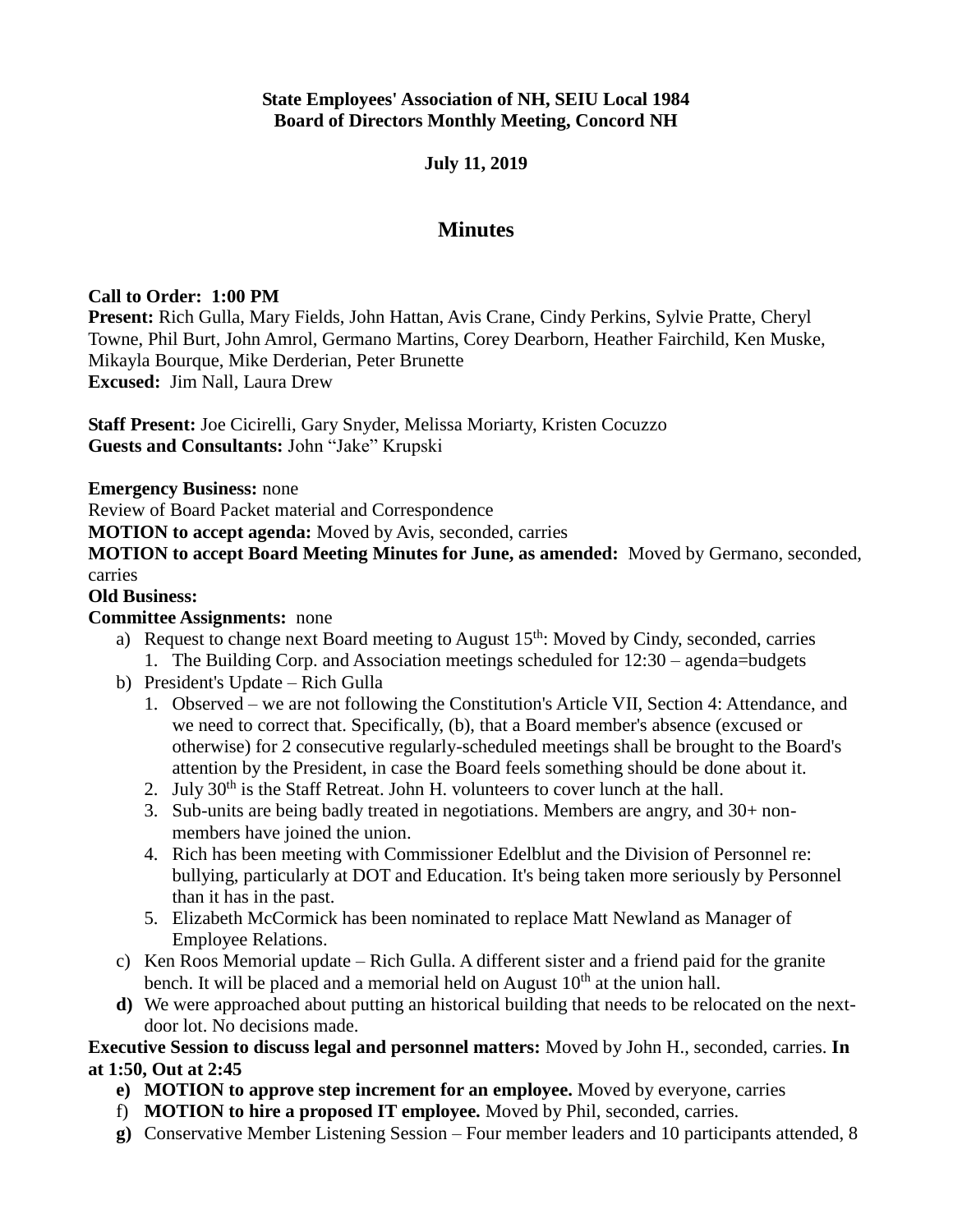**State Employees' Association of NH, SEIU Local 1984**
**Board of Directors Monthly Meeting, Concord NH**

**July 11, 2019**

# Minutes

**Call to Order: 1:00 PM**
**Present:** Rich Gulla, Mary Fields, John Hattan, Avis Crane, Cindy Perkins, Sylvie Pratte, Cheryl Towne, Phil Burt, John Amrol, Germano Martins, Corey Dearborn, Heather Fairchild, Ken Muske, Mikayla Bourque, Mike Derderian, Peter Brunette
**Excused:** Jim Nall, Laura Drew

**Staff Present:** Joe Cicirelli, Gary Snyder, Melissa Moriarty, Kristen Cocuzzo
**Guests and Consultants:** John "Jake" Krupski

**Emergency Business:** none
Review of Board Packet material and Correspondence
**MOTION to accept agenda:** Moved by Avis, seconded, carries
**MOTION to accept Board Meeting Minutes for June, as amended:** Moved by Germano, seconded, carries
**Old Business:**
**Committee Assignments:** none

a) Request to change next Board meeting to August 15th: Moved by Cindy, seconded, carries
   1. The Building Corp. and Association meetings scheduled for 12:30 – agenda=budgets
b) President's Update – Rich Gulla
   1. Observed – we are not following the Constitution's Article VII, Section 4: Attendance, and we need to correct that. Specifically, (b), that a Board member's absence (excused or otherwise) for 2 consecutive regularly-scheduled meetings shall be brought to the Board's attention by the President, in case the Board feels something should be done about it.
   2. July 30th is the Staff Retreat. John H. volunteers to cover lunch at the hall.
   3. Sub-units are being badly treated in negotiations. Members are angry, and 30+ non-members have joined the union.
   4. Rich has been meeting with Commissioner Edelblut and the Division of Personnel re: bullying, particularly at DOT and Education. It's being taken more seriously by Personnel than it has in the past.
   5. Elizabeth McCormick has been nominated to replace Matt Newland as Manager of Employee Relations.
c) Ken Roos Memorial update – Rich Gulla. A different sister and a friend paid for the granite bench. It will be placed and a memorial held on August 10th at the union hall.
**d)** We were approached about putting an historical building that needs to be relocated on the next-door lot. No decisions made.

**Executive Session to discuss legal and personnel matters:** Moved by John H., seconded, carries. **In at 1:50, Out at 2:45**

**e) MOTION to approve step increment for an employee.** Moved by everyone, carries
f) **MOTION to hire a proposed IT employee.** Moved by Phil, seconded, carries.
**g)** Conservative Member Listening Session – Four member leaders and 10 participants attended, 8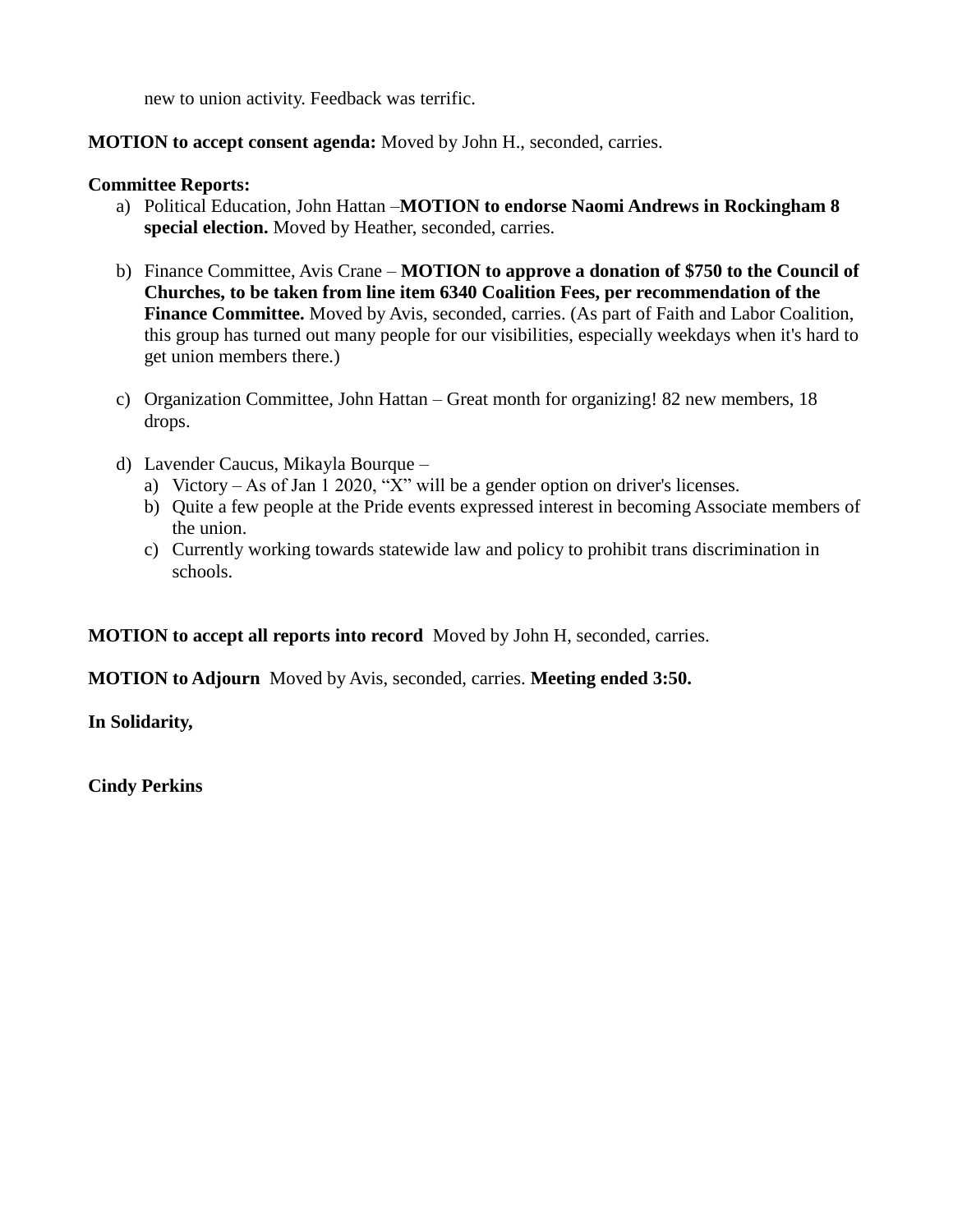new to union activity. Feedback was terrific.

**MOTION to accept consent agenda:** Moved by John H., seconded, carries.

**Committee Reports:**

a) Political Education, John Hattan –**MOTION to endorse Naomi Andrews in Rockingham 8 special election.** Moved by Heather, seconded, carries.

b) Finance Committee, Avis Crane – **MOTION to approve a donation of $750 to the Council of Churches, to be taken from line item 6340 Coalition Fees, per recommendation of the Finance Committee.** Moved by Avis, seconded, carries. (As part of Faith and Labor Coalition, this group has turned out many people for our visibilities, especially weekdays when it's hard to get union members there.)

c) Organization Committee, John Hattan – Great month for organizing! 82 new members, 18 drops.

d) Lavender Caucus, Mikayla Bourque –
   a) Victory – As of Jan 1 2020, “X” will be a gender option on driver's licenses.
   b) Quite a few people at the Pride events expressed interest in becoming Associate members of the union.
   c) Currently working towards statewide law and policy to prohibit trans discrimination in schools.

**MOTION to accept all reports into record** Moved by John H, seconded, carries.

**MOTION to Adjourn** Moved by Avis, seconded, carries. **Meeting ended 3:50.**

**In Solidarity,**

**Cindy Perkins**